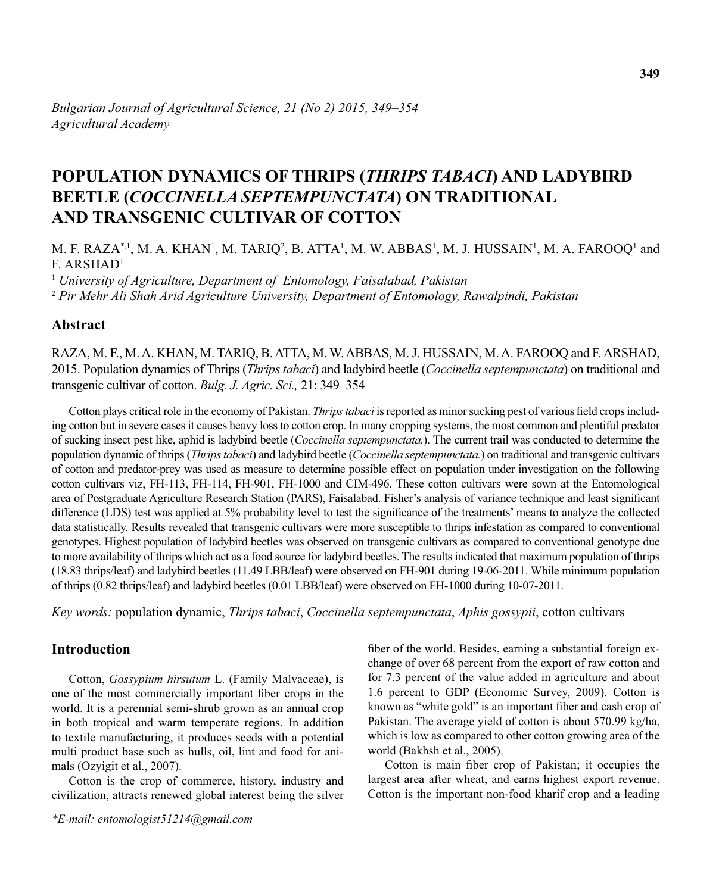*Bulgarian Journal of Agricultural Science, 21 (No 2) 2015, 349–354*
*Agricultural Academy*

# POPULATION DYNAMICS OF THRIPS (*THRIPS TABACI*) AND LADYBIRD BEETLE (*COCCINELLA SEPTEMPUNCTATA*) ON TRADITIONAL AND TRANSGENIC CULTIVAR OF COTTON

M. F. RAZA[*,1], M. A. KHAN[1], M. TARIQ[2], B. ATTA[1], M. W. ABBAS[1], M. J. HUSSAIN[1], M. A. FAROOQ[1] and F. ARSHAD[1]

[1] *University of Agriculture, Department of Entomology, Faisalabad, Pakistan*
[2] *Pir Mehr Ali Shah Arid Agriculture University, Department of Entomology, Rawalpindi, Pakistan*

## Abstract

RAZA, M. F., M. A. KHAN, M. TARIQ, B. ATTA, M. W. ABBAS, M. J. HUSSAIN, M. A. FAROOQ and F. ARSHAD, 2015. Population dynamics of Thrips (*Thrips tabaci*) and ladybird beetle (*Coccinella septempunctata*) on traditional and transgenic cultivar of cotton. *Bulg. J. Agric. Sci.,* 21: 349–354

Cotton plays critical role in the economy of Pakistan. *Thrips tabaci* is reported as minor sucking pest of various field crops including cotton but in severe cases it causes heavy loss to cotton crop. In many cropping systems, the most common and plentiful predator of sucking insect pest like, aphid is ladybird beetle (*Coccinella septempunctata.*). The current trail was conducted to determine the population dynamic of thrips (*Thrips tabaci*) and ladybird beetle (*Coccinella septempunctata.*) on traditional and transgenic cultivars of cotton and predator-prey was used as measure to determine possible effect on population under investigation on the following cotton cultivars viz, FH-113, FH-114, FH-901, FH-1000 and CIM-496. These cotton cultivars were sown at the Entomological area of Postgraduate Agriculture Research Station (PARS), Faisalabad. Fisher's analysis of variance technique and least significant difference (LDS) test was applied at 5% probability level to test the significance of the treatments' means to analyze the collected data statistically. Results revealed that transgenic cultivars were more susceptible to thrips infestation as compared to conventional genotypes. Highest population of ladybird beetles was observed on transgenic cultivars as compared to conventional genotype due to more availability of thrips which act as a food source for ladybird beetles. The results indicated that maximum population of thrips (18.83 thrips/leaf) and ladybird beetles (11.49 LBB/leaf) were observed on FH-901 during 19-06-2011. While minimum population of thrips (0.82 thrips/leaf) and ladybird beetles (0.01 LBB/leaf) were observed on FH-1000 during 10-07-2011.

*Key words:* population dynamic, *Thrips tabaci*, *Coccinella septempunctata*, *Aphis gossypii*, cotton cultivars

## Introduction

Cotton, *Gossypium hirsutum* L. (Family Malvaceae), is one of the most commercially important fiber crops in the world. It is a perennial semi-shrub grown as an annual crop in both tropical and warm temperate regions. In addition to textile manufacturing, it produces seeds with a potential multi product base such as hulls, oil, lint and food for animals (Ozyigit et al., 2007).

Cotton is the crop of commerce, history, industry and civilization, attracts renewed global interest being the silver fiber of the world. Besides, earning a substantial foreign exchange of over 68 percent from the export of raw cotton and for 7.3 percent of the value added in agriculture and about 1.6 percent to GDP (Economic Survey, 2009). Cotton is known as "white gold" is an important fiber and cash crop of Pakistan. The average yield of cotton is about 570.99 kg/ha, which is low as compared to other cotton growing area of the world (Bakhsh et al., 2005).

Cotton is main fiber crop of Pakistan; it occupies the largest area after wheat, and earns highest export revenue. Cotton is the important non-food kharif crop and a leading

*E-mail: entomologist51214@gmail.com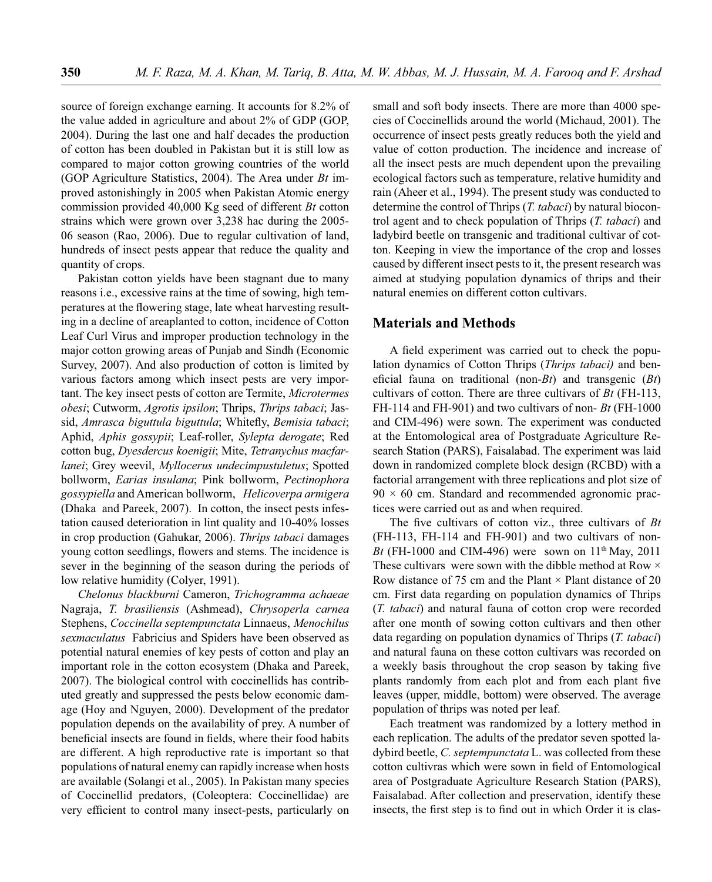source of foreign exchange earning. It accounts for 8.2% of the value added in agriculture and about 2% of GDP (GOP, 2004). During the last one and half decades the production of cotton has been doubled in Pakistan but it is still low as compared to major cotton growing countries of the world (GOP Agriculture Statistics, 2004). The Area under *Bt* improved astonishingly in 2005 when Pakistan Atomic energy commission provided 40,000 Kg seed of different *Bt* cotton strains which were grown over 3,238 hac during the 2005-06 season (Rao, 2006). Due to regular cultivation of land, hundreds of insect pests appear that reduce the quality and quantity of crops.

Pakistan cotton yields have been stagnant due to many reasons i.e., excessive rains at the time of sowing, high temperatures at the flowering stage, late wheat harvesting resulting in a decline of areaplanted to cotton, incidence of Cotton Leaf Curl Virus and improper production technology in the major cotton growing areas of Punjab and Sindh (Economic Survey, 2007). And also production of cotton is limited by various factors among which insect pests are very important. The key insect pests of cotton are Termite, *Microtermes obesi*; Cutworm, *Agrotis ipsilon*; Thrips, *Thrips tabaci*; Jassid, *Amrasca biguttula biguttula*; Whitefly, *Bemisia tabaci*; Aphid, *Aphis gossypii*; Leaf-roller, *Sylepta derogate*; Red cotton bug, *Dyesdercus koenigii*; Mite, *Tetranychus macfarlanei*; Grey weevil, *Myllocerus undecimpustuletus*; Spotted bollworm, *Earias insulana*; Pink bollworm, *Pectinophora gossypiella* and American bollworm, *Helicoverpa armigera* (Dhaka and Pareek, 2007). In cotton, the insect pests infestation caused deterioration in lint quality and 10-40% losses in crop production (Gahukar, 2006). *Thrips tabaci* damages young cotton seedlings, flowers and stems. The incidence is sever in the beginning of the season during the periods of low relative humidity (Colyer, 1991).

*Chelonus blackburni* Cameron, *Trichogramma achaeae* Nagraja, *T. brasiliensis* (Ashmead), *Chrysoperla carnea* Stephens, *Coccinella septempunctata* Linnaeus, *Menochilus sexmaculatus* Fabricius and Spiders have been observed as potential natural enemies of key pests of cotton and play an important role in the cotton ecosystem (Dhaka and Pareek, 2007). The biological control with coccinellids has contributed greatly and suppressed the pests below economic damage (Hoy and Nguyen, 2000). Development of the predator population depends on the availability of prey. A number of beneficial insects are found in fields, where their food habits are different. A high reproductive rate is important so that populations of natural enemy can rapidly increase when hosts are available (Solangi et al., 2005). In Pakistan many species of Coccinellid predators, (Coleoptera: Coccinellidae) are very efficient to control many insect-pests, particularly on small and soft body insects. There are more than 4000 species of Coccinellids around the world (Michaud, 2001). The occurrence of insect pests greatly reduces both the yield and value of cotton production. The incidence and increase of all the insect pests are much dependent upon the prevailing ecological factors such as temperature, relative humidity and rain (Aheer et al., 1994). The present study was conducted to determine the control of Thrips (*T. tabaci*) by natural biocontrol agent and to check population of Thrips (*T. tabaci*) and ladybird beetle on transgenic and traditional cultivar of cotton. Keeping in view the importance of the crop and losses caused by different insect pests to it, the present research was aimed at studying population dynamics of thrips and their natural enemies on different cotton cultivars.

## Materials and Methods

A field experiment was carried out to check the population dynamics of Cotton Thrips (*Thrips tabaci)* and beneficial fauna on traditional (non-*Bt*) and transgenic (*Bt*) cultivars of cotton. There are three cultivars of *Bt* (FH-113, FH-114 and FH-901) and two cultivars of non- *Bt* (FH-1000 and CIM-496) were sown. The experiment was conducted at the Entomological area of Postgraduate Agriculture Research Station (PARS), Faisalabad. The experiment was laid down in randomized complete block design (RCBD) with a factorial arrangement with three replications and plot size of $90 \times 60$ cm. Standard and recommended agronomic practices were carried out as and when required.

The five cultivars of cotton viz., three cultivars of *Bt* (FH-113, FH-114 and FH-901) and two cultivars of non-*Bt* (FH-1000 and CIM-496) were sown on 11[th] May, 2011 These cultivars were sown with the dibble method at Row × Row distance of 75 cm and the Plant × Plant distance of 20 cm. First data regarding on population dynamics of Thrips (*T. tabaci*) and natural fauna of cotton crop were recorded after one month of sowing cotton cultivars and then other data regarding on population dynamics of Thrips (*T. tabaci*) and natural fauna on these cotton cultivars was recorded on a weekly basis throughout the crop season by taking five plants randomly from each plot and from each plant five leaves (upper, middle, bottom) were observed. The average population of thrips was noted per leaf.

Each treatment was randomized by a lottery method in each replication. The adults of the predator seven spotted ladybird beetle, *C. septempunctata* L. was collected from these cotton cultivras which were sown in field of Entomological area of Postgraduate Agriculture Research Station (PARS), Faisalabad. After collection and preservation, identify these insects, the first step is to find out in which Order it is clas-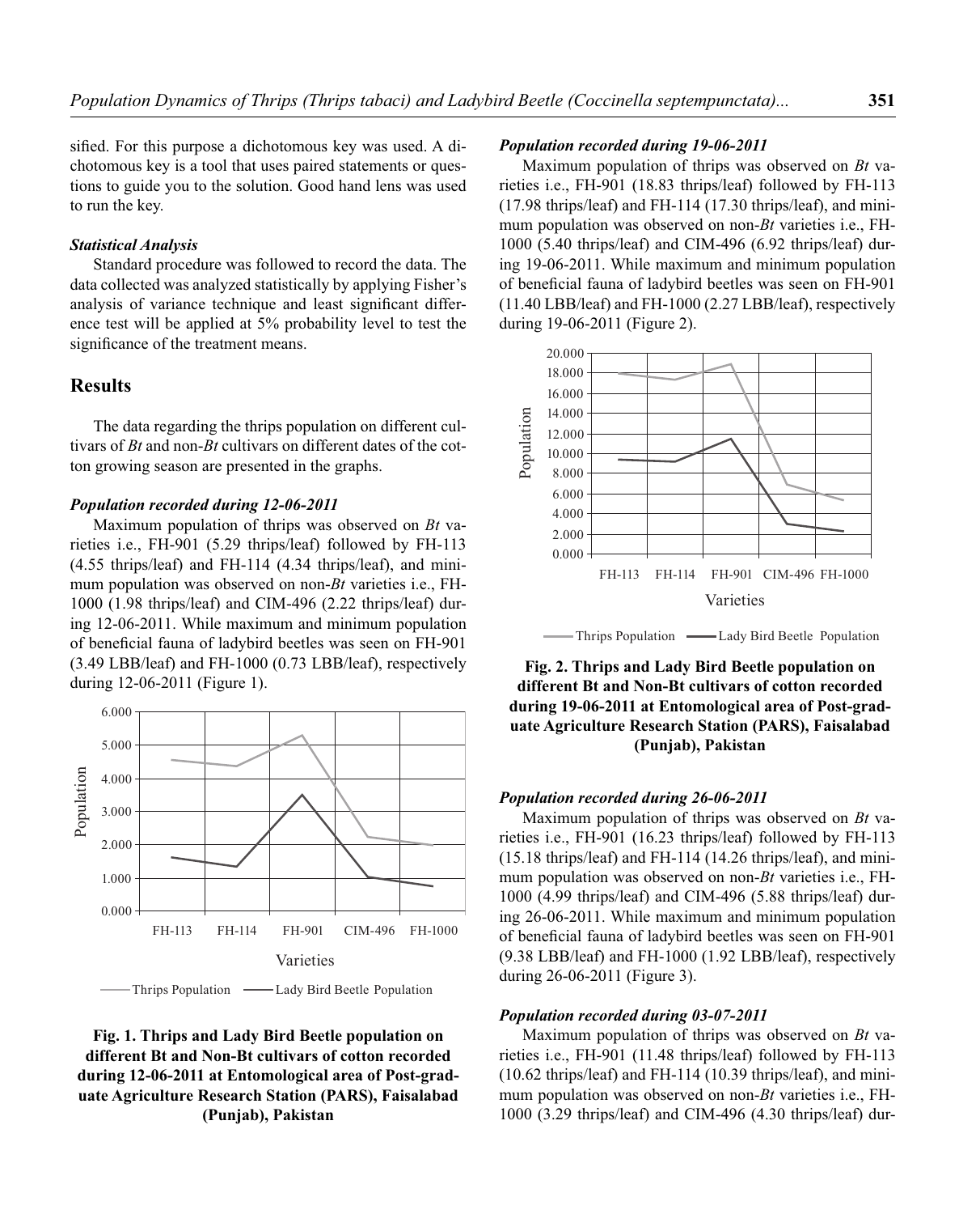sified. For this purpose a dichotomous key was used. A dichotomous key is a tool that uses paired statements or questions to guide you to the solution. Good hand lens was used to run the key.

### *Statistical Analysis*

Standard procedure was followed to record the data. The data collected was analyzed statistically by applying Fisher's analysis of variance technique and least significant difference test will be applied at 5% probability level to test the significance of the treatment means.

## Results

The data regarding the thrips population on different cultivars of *Bt* and non-*Bt* cultivars on different dates of the cotton growing season are presented in the graphs.

### *Population recorded during 12-06-2011*

Maximum population of thrips was observed on *Bt* varieties i.e., FH-901 (5.29 thrips/leaf) followed by FH-113 (4.55 thrips/leaf) and FH-114 (4.34 thrips/leaf), and minimum population was observed on non-*Bt* varieties i.e., FH-1000 (1.98 thrips/leaf) and CIM-496 (2.22 thrips/leaf) during 12-06-2011. While maximum and minimum population of beneficial fauna of ladybird beetles was seen on FH-901 (3.49 LBB/leaf) and FH-1000 (0.73 LBB/leaf), respectively during 12-06-2011 (Figure 1).

**Fig. 1. Thrips and Lady Bird Beetle population on different Bt and Non-Bt cultivars of cotton recorded during 12-06-2011 at Entomological area of Post-graduate Agriculture Research Station (PARS), Faisalabad (Punjab), Pakistan**

### *Population recorded during 19-06-2011*

Maximum population of thrips was observed on *Bt* varieties i.e., FH-901 (18.83 thrips/leaf) followed by FH-113 (17.98 thrips/leaf) and FH-114 (17.30 thrips/leaf), and minimum population was observed on non-*Bt* varieties i.e., FH-1000 (5.40 thrips/leaf) and CIM-496 (6.92 thrips/leaf) during 19-06-2011. While maximum and minimum population of beneficial fauna of ladybird beetles was seen on FH-901 (11.40 LBB/leaf) and FH-1000 (2.27 LBB/leaf), respectively during 19-06-2011 (Figure 2).

**Fig. 2. Thrips and Lady Bird Beetle population on different Bt and Non-Bt cultivars of cotton recorded during 19-06-2011 at Entomological area of Post-graduate Agriculture Research Station (PARS), Faisalabad (Punjab), Pakistan**

### *Population recorded during 26-06-2011*

Maximum population of thrips was observed on *Bt* varieties i.e., FH-901 (16.23 thrips/leaf) followed by FH-113 (15.18 thrips/leaf) and FH-114 (14.26 thrips/leaf), and minimum population was observed on non-*Bt* varieties i.e., FH-1000 (4.99 thrips/leaf) and CIM-496 (5.88 thrips/leaf) during 26-06-2011. While maximum and minimum population of beneficial fauna of ladybird beetles was seen on FH-901 (9.38 LBB/leaf) and FH-1000 (1.92 LBB/leaf), respectively during 26-06-2011 (Figure 3).

### *Population recorded during 03-07-2011*

Maximum population of thrips was observed on *Bt* varieties i.e., FH-901 (11.48 thrips/leaf) followed by FH-113 (10.62 thrips/leaf) and FH-114 (10.39 thrips/leaf), and minimum population was observed on non-*Bt* varieties i.e., FH-1000 (3.29 thrips/leaf) and CIM-496 (4.30 thrips/leaf) dur-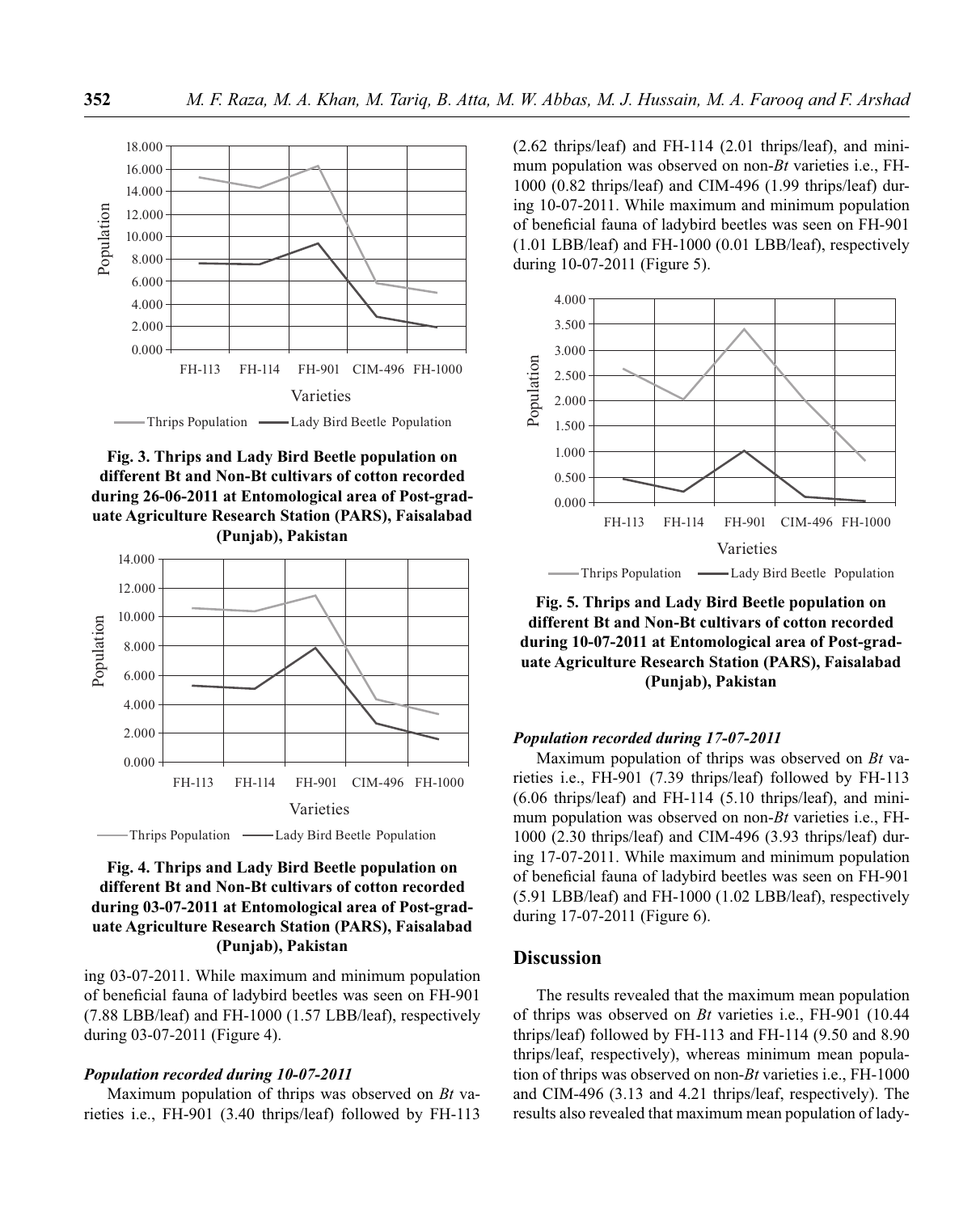Fig. 3. Thrips and Lady Bird Beetle population on different Bt and Non-Bt cultivars of cotton recorded during 26-06-2011 at Entomological area of Post-graduate Agriculture Research Station (PARS), Faisalabad (Punjab), Pakistan

Fig. 4. Thrips and Lady Bird Beetle population on different Bt and Non-Bt cultivars of cotton recorded during 03-07-2011 at Entomological area of Post-graduate Agriculture Research Station (PARS), Faisalabad (Punjab), Pakistan

ing 03-07-2011. While maximum and minimum population of beneficial fauna of ladybird beetles was seen on FH-901 (7.88 LBB/leaf) and FH-1000 (1.57 LBB/leaf), respectively during 03-07-2011 (Figure 4).

### *Population recorded during 10-07-2011*

Maximum population of thrips was observed on *Bt* varieties i.e., FH-901 (3.40 thrips/leaf) followed by FH-113 (2.62 thrips/leaf) and FH-114 (2.01 thrips/leaf), and minimum population was observed on non-*Bt* varieties i.e., FH-1000 (0.82 thrips/leaf) and CIM-496 (1.99 thrips/leaf) during 10-07-2011. While maximum and minimum population of beneficial fauna of ladybird beetles was seen on FH-901 (1.01 LBB/leaf) and FH-1000 (0.01 LBB/leaf), respectively during 10-07-2011 (Figure 5).

Fig. 5. Thrips and Lady Bird Beetle population on different Bt and Non-Bt cultivars of cotton recorded during 10-07-2011 at Entomological area of Post-graduate Agriculture Research Station (PARS), Faisalabad (Punjab), Pakistan

### *Population recorded during 17-07-2011*

Maximum population of thrips was observed on *Bt* varieties i.e., FH-901 (7.39 thrips/leaf) followed by FH-113 (6.06 thrips/leaf) and FH-114 (5.10 thrips/leaf), and minimum population was observed on non-*Bt* varieties i.e., FH-1000 (2.30 thrips/leaf) and CIM-496 (3.93 thrips/leaf) during 17-07-2011. While maximum and minimum population of beneficial fauna of ladybird beetles was seen on FH-901 (5.91 LBB/leaf) and FH-1000 (1.02 LBB/leaf), respectively during 17-07-2011 (Figure 6).

## Discussion

The results revealed that the maximum mean population of thrips was observed on *Bt* varieties i.e., FH-901 (10.44 thrips/leaf) followed by FH-113 and FH-114 (9.50 and 8.90 thrips/leaf, respectively), whereas minimum mean population of thrips was observed on non-*Bt* varieties i.e., FH-1000 and CIM-496 (3.13 and 4.21 thrips/leaf, respectively). The results also revealed that maximum mean population of lady-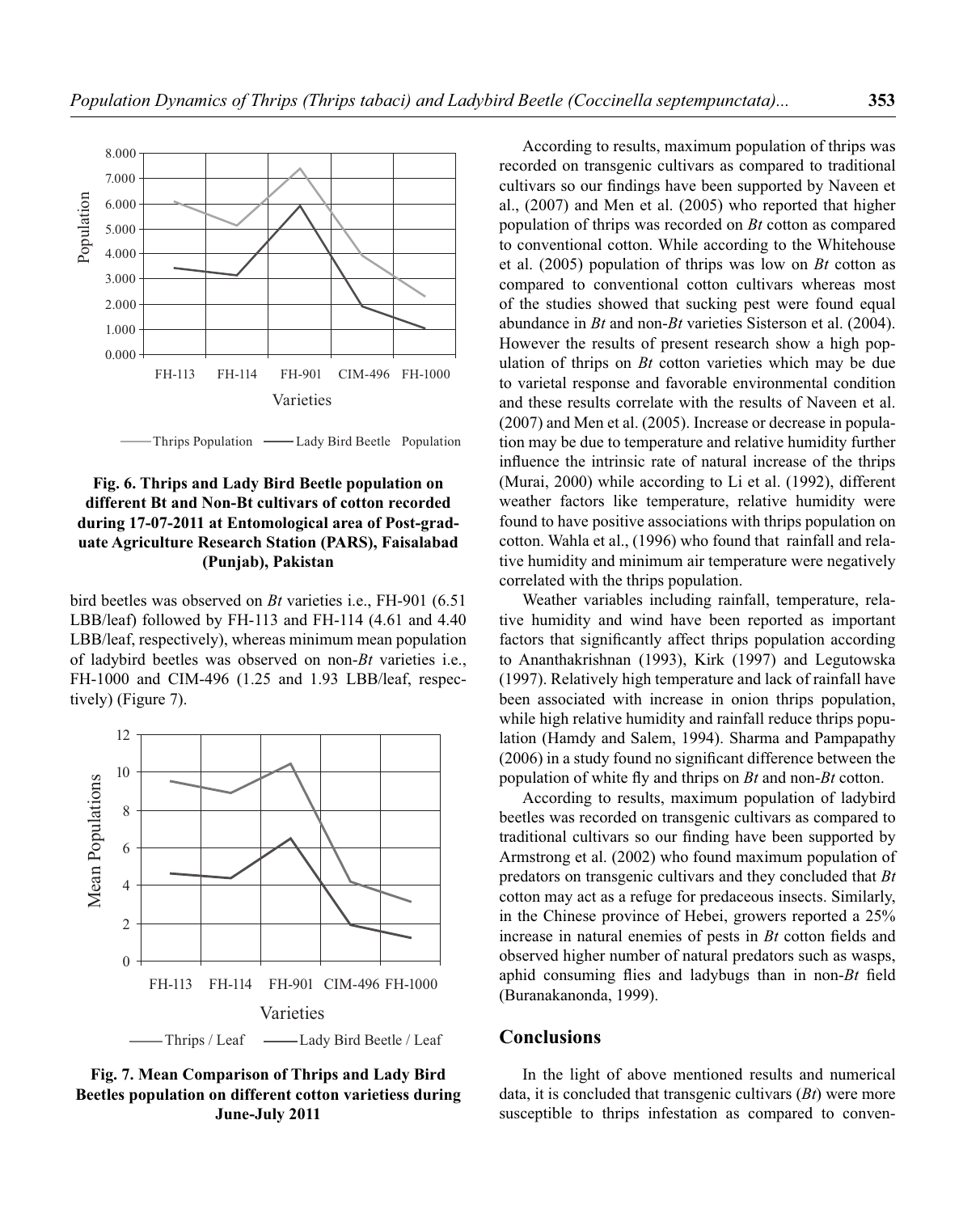Fig. 6. Thrips and Lady Bird Beetle population on different Bt and Non-Bt cultivars of cotton recorded during 17-07-2011 at Entomological area of Post-graduate Agriculture Research Station (PARS), Faisalabad (Punjab), Pakistan

bird beetles was observed on *Bt* varieties i.e., FH-901 (6.51 LBB/leaf) followed by FH-113 and FH-114 (4.61 and 4.40 LBB/leaf, respectively), whereas minimum mean population of ladybird beetles was observed on non-*Bt* varieties i.e., FH-1000 and CIM-496 (1.25 and 1.93 LBB/leaf, respectively) (Figure 7).

Fig. 7. Mean Comparison of Thrips and Lady Bird Beetles population on different cotton varietiess during June-July 2011

According to results, maximum population of thrips was recorded on transgenic cultivars as compared to traditional cultivars so our findings have been supported by Naveen et al., (2007) and Men et al. (2005) who reported that higher population of thrips was recorded on *Bt* cotton as compared to conventional cotton. While according to the Whitehouse et al. (2005) population of thrips was low on *Bt* cotton as compared to conventional cotton cultivars whereas most of the studies showed that sucking pest were found equal abundance in *Bt* and non-*Bt* varieties Sisterson et al. (2004). However the results of present research show a high population of thrips on *Bt* cotton varieties which may be due to varietal response and favorable environmental condition and these results correlate with the results of Naveen et al. (2007) and Men et al. (2005). Increase or decrease in population may be due to temperature and relative humidity further influence the intrinsic rate of natural increase of the thrips (Murai, 2000) while according to Li et al. (1992), different weather factors like temperature, relative humidity were found to have positive associations with thrips population on cotton. Wahla et al., (1996) who found that rainfall and relative humidity and minimum air temperature were negatively correlated with the thrips population.

Weather variables including rainfall, temperature, relative humidity and wind have been reported as important factors that significantly affect thrips population according to Ananthakrishnan (1993), Kirk (1997) and Legutowska (1997). Relatively high temperature and lack of rainfall have been associated with increase in onion thrips population, while high relative humidity and rainfall reduce thrips population (Hamdy and Salem, 1994). Sharma and Pampapathy (2006) in a study found no significant difference between the population of white fly and thrips on *Bt* and non-*Bt* cotton.

According to results, maximum population of ladybird beetles was recorded on transgenic cultivars as compared to traditional cultivars so our finding have been supported by Armstrong et al. (2002) who found maximum population of predators on transgenic cultivars and they concluded that *Bt* cotton may act as a refuge for predaceous insects. Similarly, in the Chinese province of Hebei, growers reported a 25% increase in natural enemies of pests in *Bt* cotton fields and observed higher number of natural predators such as wasps, aphid consuming flies and ladybugs than in non-*Bt* field (Buranakanonda, 1999).

## Conclusions

In the light of above mentioned results and numerical data, it is concluded that transgenic cultivars (*Bt*) were more susceptible to thrips infestation as compared to conven-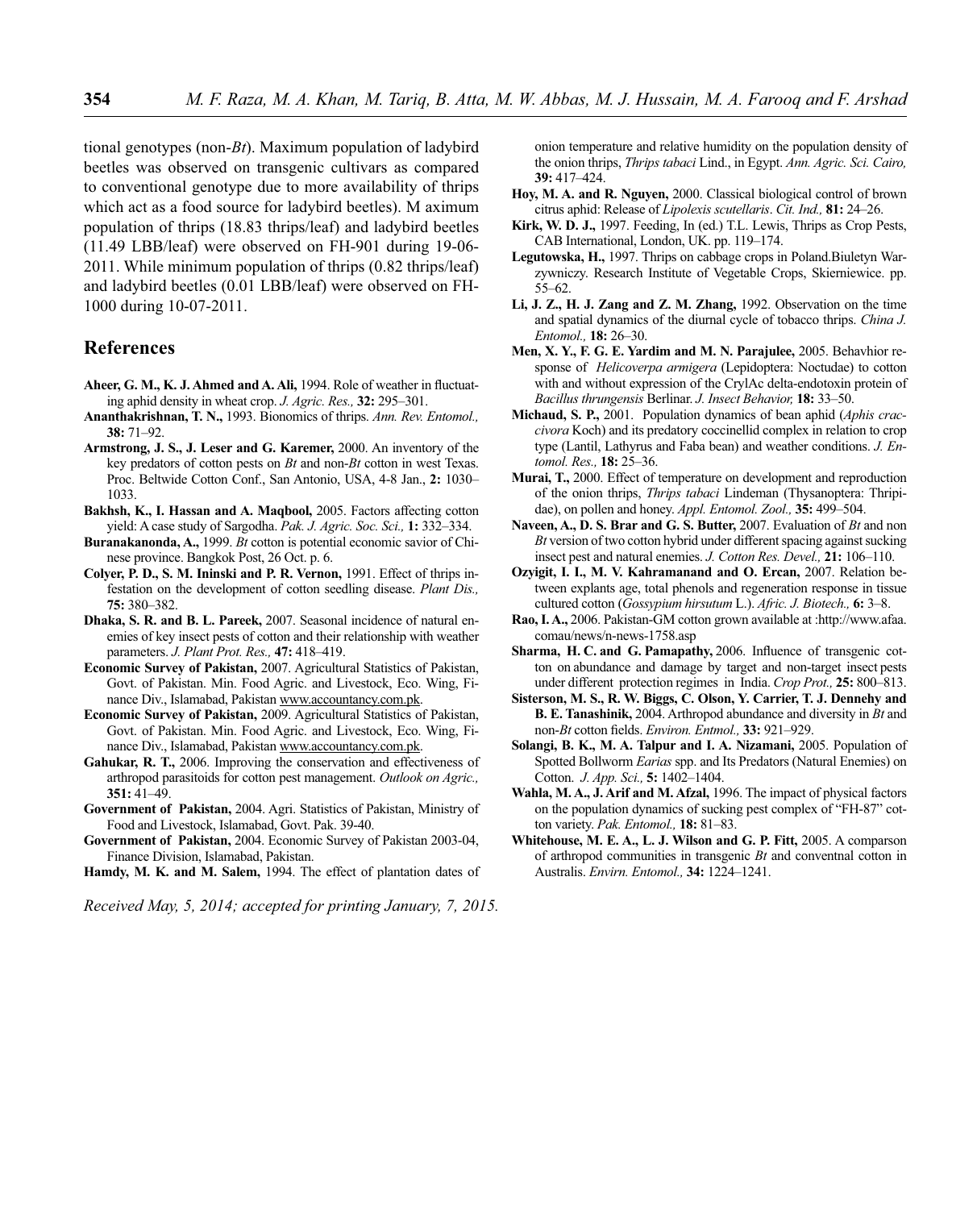tional genotypes (non-*Bt*). Maximum population of ladybird beetles was observed on transgenic cultivars as compared to conventional genotype due to more availability of thrips which act as a food source for ladybird beetles). M aximum population of thrips (18.83 thrips/leaf) and ladybird beetles (11.49 LBB/leaf) were observed on FH-901 during 19-06-2011. While minimum population of thrips (0.82 thrips/leaf) and ladybird beetles (0.01 LBB/leaf) were observed on FH-1000 during 10-07-2011.

## References

**Aheer, G. M., K. J. Ahmed and A. Ali,** 1994. Role of weather in fluctuating aphid density in wheat crop. *J. Agric. Res.,* **32:** 295–301.

**Ananthakrishnan, T. N.,** 1993. Bionomics of thrips. *Ann. Rev. Entomol.,* **38:** 71–92.

**Armstrong, J. S., J. Leser and G. Karemer,** 2000. An inventory of the key predators of cotton pests on *Bt* and non-*Bt* cotton in west Texas. Proc. Beltwide Cotton Conf., San Antonio, USA, 4-8 Jan., **2:** 1030–1033.

**Bakhsh, K., I. Hassan and A. Maqbool,** 2005. Factors affecting cotton yield: A case study of Sargodha. *Pak. J. Agric. Soc. Sci.,* **1:** 332–334.

**Buranakanonda, A.,** 1999. *Bt* cotton is potential economic savior of Chinese province. Bangkok Post, 26 Oct. p. 6.

**Colyer, P. D., S. M. Ininski and P. R. Vernon,** 1991. Effect of thrips infestation on the development of cotton seedling disease. *Plant Dis.,* **75:** 380–382.

**Dhaka, S. R. and B. L. Pareek,** 2007. Seasonal incidence of natural enemies of key insect pests of cotton and their relationship with weather parameters. *J. Plant Prot. Res.,* **47:** 418–419.

**Economic Survey of Pakistan,** 2007. Agricultural Statistics of Pakistan, Govt. of Pakistan. Min. Food Agric. and Livestock, Eco. Wing, Finance Div., Islamabad, Pakistan www.accountancy.com.pk.

**Economic Survey of Pakistan,** 2009. Agricultural Statistics of Pakistan, Govt. of Pakistan. Min. Food Agric. and Livestock, Eco. Wing, Finance Div., Islamabad, Pakistan www.accountancy.com.pk.

**Gahukar, R. T.,** 2006. Improving the conservation and effectiveness of arthropod parasitoids for cotton pest management. *Outlook on Agric.,* **351:** 41–49.

**Government of Pakistan,** 2004. Agri. Statistics of Pakistan, Ministry of Food and Livestock, Islamabad, Govt. Pak. 39-40.

**Government of Pakistan,** 2004. Economic Survey of Pakistan 2003-04, Finance Division, Islamabad, Pakistan.

**Hamdy, M. K. and M. Salem,** 1994. The effect of plantation dates of onion temperature and relative humidity on the population density of the onion thrips, *Thrips tabaci* Lind., in Egypt. *Ann. Agric. Sci. Cairo,* **39:** 417–424.

**Hoy, M. A. and R. Nguyen,** 2000. Classical biological control of brown citrus aphid: Release of *Lipolexis scutellaris*. *Cit. Ind.,* **81:** 24–26.

**Kirk, W. D. J.,** 1997. Feeding, In (ed.) T.L. Lewis, Thrips as Crop Pests, CAB International, London, UK. pp. 119–174.

**Legutowska, H.,** 1997. Thrips on cabbage crops in Poland.Biuletyn Warzywniczy. Research Institute of Vegetable Crops, Skierniewice. pp. 55–62.

**Li, J. Z., H. J. Zang and Z. M. Zhang,** 1992. Observation on the time and spatial dynamics of the diurnal cycle of tobacco thrips. *China J. Entomol.,* **18:** 26–30.

**Men, X. Y., F. G. E. Yardim and M. N. Parajulee,** 2005. Behavhior response of *Helicoverpa armigera* (Lepidoptera: Noctudae) to cotton with and without expression of the CrylAc delta-endotoxin protein of *Bacillus thrungensis* Berlinar. *J. Insect Behavior,* **18:** 33–50.

**Michaud, S. P.,** 2001. Population dynamics of bean aphid (*Aphis craccivora* Koch) and its predatory coccinellid complex in relation to crop type (Lantil, Lathyrus and Faba bean) and weather conditions. *J. Entomol. Res.,* **18:** 25–36.

**Murai, T.,** 2000. Effect of temperature on development and reproduction of the onion thrips, *Thrips tabaci* Lindeman (Thysanoptera: Thripidae), on pollen and honey. *Appl. Entomol. Zool.,* **35:** 499–504.

**Naveen, A., D. S. Brar and G. S. Butter,** 2007. Evaluation of *Bt* and non *Bt* version of two cotton hybrid under different spacing against sucking insect pest and natural enemies. *J. Cotton Res. Devel.,* **21:** 106–110.

**Ozyigit, I. I., M. V. Kahramanand and O. Ercan,** 2007. Relation between explants age, total phenols and regeneration response in tissue cultured cotton (*Gossypium hirsutum* L.). *Afric. J. Biotech.,* **6:** 3–8.

**Rao, I. A.,** 2006. Pakistan-GM cotton grown available at :http://www.afaa.comau/news/n-news-1758.asp

**Sharma, H. C. and G. Pamapathy,** 2006. Influence of transgenic cotton on abundance and damage by target and non-target insect pests under different protection regimes in India. *Crop Prot.,* **25:** 800–813.

**Sisterson, M. S., R. W. Biggs, C. Olson, Y. Carrier, T. J. Dennehy and B. E. Tanashinik,** 2004. Arthropod abundance and diversity in *Bt* and non-*Bt* cotton fields. *Environ. Entmol.,* **33:** 921–929.

**Solangi, B. K., M. A. Talpur and I. A. Nizamani,** 2005. Population of Spotted Bollworm *Earias* spp. and Its Predators (Natural Enemies) on Cotton. *J. App. Sci.,* **5:** 1402–1404.

**Wahla, M. A., J. Arif and M. Afzal,** 1996. The impact of physical factors on the population dynamics of sucking pest complex of "FH-87" cotton variety. *Pak. Entomol.,* **18:** 81–83.

**Whitehouse, M. E. A., L. J. Wilson and G. P. Fitt,** 2005. A comparson of arthropod communities in transgenic *Bt* and conventnal cotton in Australis. *Envirn. Entomol.,* **34:** 1224–1241.

*Received May, 5, 2014; accepted for printing January, 7, 2015.*